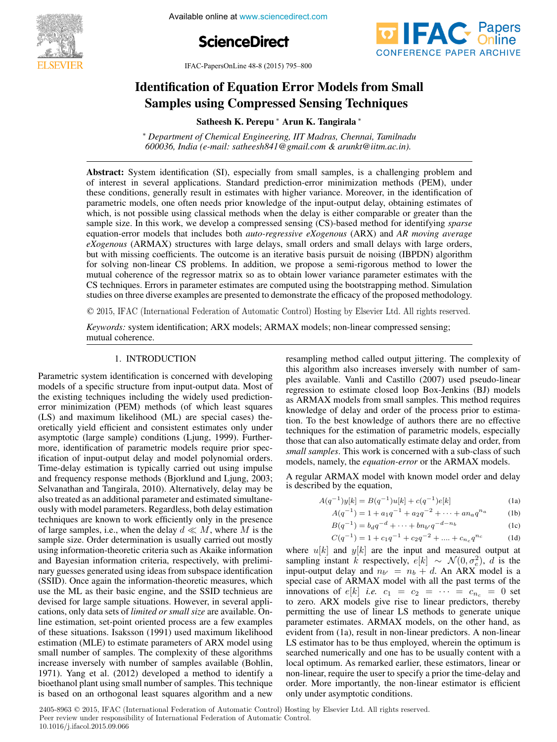# Identification of Equation Error Models from Small Samples using Compressed Sensing Techniques

**Satheesh K. Perepu [*] Arun K. Tangirala [*]**

[*] *Department of Chemical Engineering, IIT Madras, Chennai, Tamilnadu 600036, India (e-mail: satheesh841@gmail.com & arunkt@iitm.ac.in).*

---

**Abstract:** System identification (SI), especially from small samples, is a challenging problem and of interest in several applications. Standard prediction-error minimization methods (PEM), under these conditions, generally result in estimates with higher variance. Moreover, in the identification of parametric models, one often needs prior knowledge of the input-output delay, obtaining estimates of which, is not possible using classical methods when the delay is either comparable or greater than the sample size. In this work, we develop a compressed sensing (CS)-based method for identifying *sparse* equation-error models that includes both *auto-regressive eXogenous* (ARX) and *AR moving average eXogenous* (ARMAX) structures with large delays, small orders and small delays with large orders, but with missing coefficients. The outcome is an iterative basis pursuit de noising (IBPDN) algorithm for solving non-linear CS problems. In addition, we propose a semi-rigorous method to lower the mutual coherence of the regressor matrix so as to obtain lower variance parameter estimates with the CS techniques. Errors in parameter estimates are computed using the bootstrapping method. Simulation studies on three diverse examples are presented to demonstrate the efficacy of the proposed methodology.

© 2015, IFAC (International Federation of Automatic Control) Hosting by Elsevier Ltd. All rights reserved.

*Keywords:* system identification; ARX models; ARMAX models; non-linear compressed sensing; mutual coherence.

---

## 1. INTRODUCTION

Parametric system identification is concerned with developing models of a specific structure from input-output data. Most of the existing techniques including the widely used prediction-error minimization (PEM) methods (of which least squares (LS) and maximum likelihood (ML) are special cases) theoretically yield efficient and consistent estimates only under asymptotic (large sample) conditions (Ljung, 1999). Furthermore, identification of parametric models require prior specification of input-output delay and model polynomial orders. Time-delay estimation is typically carried out using impulse and frequency response methods (Bjorklund and Ljung, 2003; Selvanathan and Tangirala, 2010). Alternatively, delay may be also treated as an additional parameter and estimated simultaneously with model parameters. Regardless, both delay estimation techniques are known to work efficiently only in the presence of large samples, i.e., when the delay $d \ll M$, where $M$ is the sample size. Order determination is usually carried out mostly using information-theoretic criteria such as Akaike information and Bayesian information criteria, respectively, with preliminary guesses generated using ideas from subspace identification (SSID). Once again the information-theoretic measures, which use the ML as their basic engine, and the SSID technieus are devised for large sample situations. However, in several applications, only data sets of *limited or small size* are available. Online estimation, set-point oriented process are a few examples of these situations. Isaksson (1991) used maximum likelihood estimation (MLE) to estimate parameters of ARX model using small number of samples. The complexity of these algorithms increase inversely with number of samples available (Bohlin, 1971). Yang et al. (2012) developed a method to identify a bioethanol plant using small number of samples. This technique is based on an orthogonal least squares algorithm and a new resampling method called output jittering. The complexity of this algorithm also increases inversely with number of samples available. Vanli and Castillo (2007) used pseudo-linear regression to estimate closed loop Box-Jenkins (BJ) models as ARMAX models from small samples. This method requires knowledge of delay and order of the process prior to estimation. To the best knowledge of authors there are no effective techniques for the estimation of parametric models, especially those that can also automatically estimate delay and order, from *small samples*. This work is concerned with a sub-class of such models, namely, the *equation-error* or the ARMAX models.

A regular ARMAX model with known model order and delay is described by the equation,

$$A(q^{-1})y[k] = B(q^{-1})u[k] + c(q^{-1})e[k] \tag{1a}$$

$$A(q^{-1}) = 1 + a_1 q^{-1} + a_2 q^{-2} + \cdots + a n_a q^{n_a} \tag{1b}$$

$$B(q^{-1}) = b_d q^{-d} + \cdots + b n_{b'} q^{-d-n_b} \tag{1c}$$

$$C(q^{-1}) = 1 + c_1 q^{-1} + c_2 q^{-2} + .... + c_{n_c} q^{n_c} \tag{1d}$$

where $u[k]$ and $y[k]$ are the input and measured output at sampling instant $k$ respectively, $e[k] \sim \mathcal{N}(0, \sigma_e^2)$, $d$ is the input-output delay and $n_{b'} = n_b + d$. An ARX model is a special case of ARMAX model with all the past terms of the innovations of $e[k]$ *i.e.* $c_1 = c_2 = \cdots = c_{n_c} = 0$ set to zero. ARX models give rise to linear predictors, thereby permitting the use of linear LS methods to generate unique parameter estimates. ARMAX models, on the other hand, as evident from (1a), result in non-linear predictors. A non-linear LS estimator has to be thus employed, wherein the optimum is searched numerically and one has to be usually content with a local optimum. As remarked earlier, these estimators, linear or non-linear, require the user to specify a prior the time-delay and order. More importantly, the non-linear estimator is efficient only under asymptotic conditions.

2405-8963 © 2015, IFAC (International Federation of Automatic Control) Hosting by Elsevier Ltd. All rights reserved.
Peer review under responsibility of International Federation of Automatic Control.
10.1016/j.ifacol.2015.09.066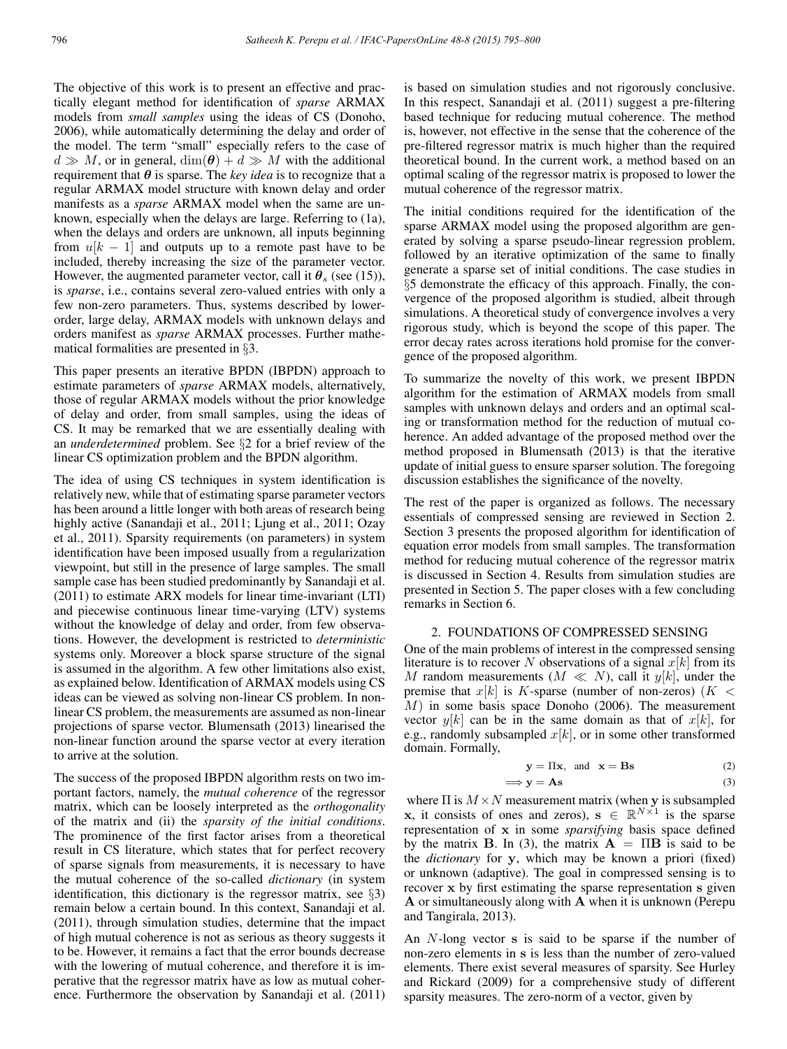The objective of this work is to present an effective and practically elegant method for identification of *sparse* ARMAX models from *small samples* using the ideas of CS (Donoho, 2006), while automatically determining the delay and order of the model. The term "small" especially refers to the case of $d \gg M$, or in general, $\dim(\boldsymbol{\theta}) + d \gg M$ with the additional requirement that $\boldsymbol{\theta}$ is sparse. The *key idea* is to recognize that a regular ARMAX model structure with known delay and order manifests as a *sparse* ARMAX model when the same are unknown, especially when the delays are large. Referring to (1a), when the delays and orders are unknown, all inputs beginning from $u[k-1]$ and outputs up to a remote past have to be included, thereby increasing the size of the parameter vector. However, the augmented parameter vector, call it $\boldsymbol{\theta}_s$ (see (15)), is *sparse*, i.e., contains several zero-valued entries with only a few non-zero parameters. Thus, systems described by lower-order, large delay, ARMAX models with unknown delays and orders manifest as *sparse* ARMAX processes. Further mathematical formalities are presented in §3.

This paper presents an iterative BPDN (IBPDN) approach to estimate parameters of *sparse* ARMAX models, alternatively, those of regular ARMAX models without the prior knowledge of delay and order, from small samples, using the ideas of CS. It may be remarked that we are essentially dealing with an *underdetermined* problem. See §2 for a brief review of the linear CS optimization problem and the BPDN algorithm.

The idea of using CS techniques in system identification is relatively new, while that of estimating sparse parameter vectors has been around a little longer with both areas of research being highly active (Sanandaji et al., 2011; Ljung et al., 2011; Ozay et al., 2011). Sparsity requirements (on parameters) in system identification have been imposed usually from a regularization viewpoint, but still in the presence of large samples. The small sample case has been studied predominantly by Sanandaji et al. (2011) to estimate ARX models for linear time-invariant (LTI) and piecewise continuous linear time-varying (LTV) systems without the knowledge of delay and order, from few observations. However, the development is restricted to *deterministic* systems only. Moreover a block sparse structure of the signal is assumed in the algorithm. A few other limitations also exist, as explained below. Identification of ARMAX models using CS ideas can be viewed as solving non-linear CS problem. In non-linear CS problem, the measurements are assumed as non-linear projections of sparse vector. Blumensath (2013) linearised the non-linear function around the sparse vector at every iteration to arrive at the solution.

The success of the proposed IBPDN algorithm rests on two important factors, namely, the *mutual coherence* of the regressor matrix, which can be loosely interpreted as the *orthogonality* of the matrix and (ii) the *sparsity of the initial conditions*. The prominence of the first factor arises from a theoretical result in CS literature, which states that for perfect recovery of sparse signals from measurements, it is necessary to have the mutual coherence of the so-called *dictionary* (in system identification, this dictionary is the regressor matrix, see §3) remain below a certain bound. In this context, Sanandaji et al. (2011), through simulation studies, determine that the impact of high mutual coherence is not as serious as theory suggests it to be. However, it remains a fact that the error bounds decrease with the lowering of mutual coherence, and therefore it is imperative that the regressor matrix have as low as mutual coherence. Furthermore the observation by Sanandaji et al. (2011) is based on simulation studies and not rigorously conclusive. In this respect, Sanandaji et al. (2011) suggest a pre-filtering based technique for reducing mutual coherence. The method is, however, not effective in the sense that the coherence of the pre-filtered regressor matrix is much higher than the required theoretical bound. In the current work, a method based on an optimal scaling of the regressor matrix is proposed to lower the mutual coherence of the regressor matrix.

The initial conditions required for the identification of the sparse ARMAX model using the proposed algorithm are generated by solving a sparse pseudo-linear regression problem, followed by an iterative optimization of the same to finally generate a sparse set of initial conditions. The case studies in §5 demonstrate the efficacy of this approach. Finally, the convergence of the proposed algorithm is studied, albeit through simulations. A theoretical study of convergence involves a very rigorous study, which is beyond the scope of this paper. The error decay rates across iterations hold promise for the convergence of the proposed algorithm.

To summarize the novelty of this work, we present IBPDN algorithm for the estimation of ARMAX models from small samples with unknown delays and orders and an optimal scaling or transformation method for the reduction of mutual coherence. An added advantage of the proposed method over the method proposed in Blumensath (2013) is that the iterative update of initial guess to ensure sparser solution. The foregoing discussion establishes the significance of the novelty.

The rest of the paper is organized as follows. The necessary essentials of compressed sensing are reviewed in Section 2. Section 3 presents the proposed algorithm for identification of equation error models from small samples. The transformation method for reducing mutual coherence of the regressor matrix is discussed in Section 4. Results from simulation studies are presented in Section 5. The paper closes with a few concluding remarks in Section 6.

## 2. FOUNDATIONS OF COMPRESSED SENSING

One of the main problems of interest in the compressed sensing literature is to recover $N$ observations of a signal $x[k]$ from its $M$ random measurements ($M \ll N$), call it $y[k]$, under the premise that $x[k]$ is $K$-sparse (number of non-zeros) ($K < M$) in some basis space Donoho (2006). The measurement vector $y[k]$ can be in the same domain as that of $x[k]$, for e.g., randomly subsampled $x[k]$, or in some other transformed domain. Formally,

$$\mathbf{y} = \Pi \mathbf{x}, \quad \text{and} \quad \mathbf{x} = \mathbf{B}\mathbf{s} \tag{2}$$

$$\implies \mathbf{y} = \mathbf{A}\mathbf{s} \tag{3}$$

where $\Pi$ is $M \times N$ measurement matrix (when $\mathbf{y}$ is subsampled $\mathbf{x}$, it consists of ones and zeros), $\mathbf{s} \in \mathbb{R}^{N \times 1}$ is the sparse representation of $\mathbf{x}$ in some *sparsifying* basis space defined by the matrix $\mathbf{B}$. In (3), the matrix $\mathbf{A} = \Pi\mathbf{B}$ is said to be the *dictionary* for $\mathbf{y}$, which may be known a priori (fixed) or unknown (adaptive). The goal in compressed sensing is to recover $\mathbf{x}$ by first estimating the sparse representation $\mathbf{s}$ given $\mathbf{A}$ or simultaneously along with $\mathbf{A}$ when it is unknown (Perepu and Tangirala, 2013).

An $N$-long vector $\mathbf{s}$ is said to be sparse if the number of non-zero elements in $\mathbf{s}$ is less than the number of zero-valued elements. There exist several measures of sparsity. See Hurley and Rickard (2009) for a comprehensive study of different sparsity measures. The zero-norm of a vector, given by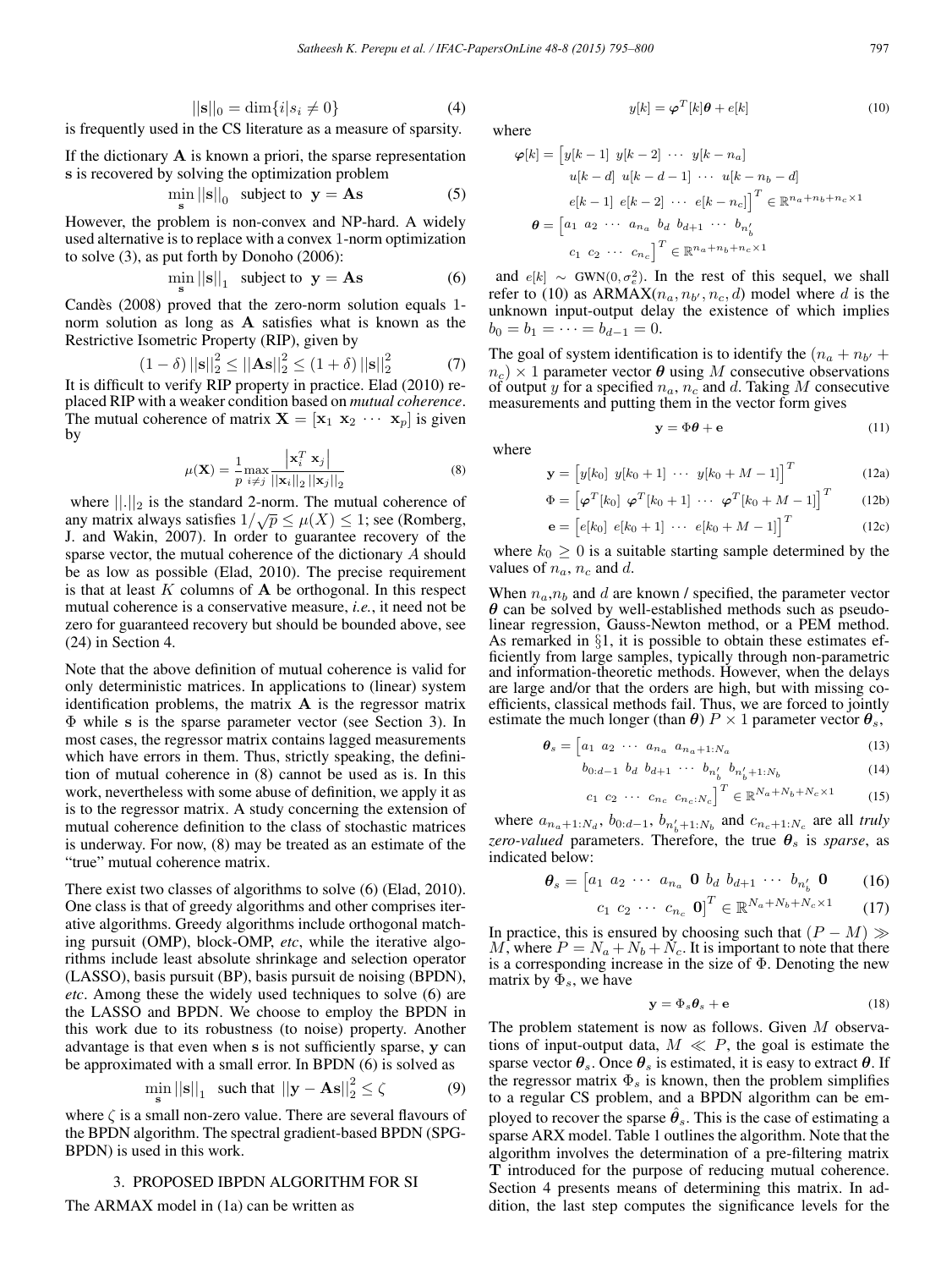$$||\mathbf{s}||_0 = \dim\{i | s_i \neq 0\} \tag{4}$$

is frequently used in the CS literature as a measure of sparsity.

If the dictionary $\mathbf{A}$ is known a priori, the sparse representation $\mathbf{s}$ is recovered by solving the optimization problem

$$\min_{\mathbf{s}} ||\mathbf{s}||_0 \quad \text{subject to} \quad \mathbf{y} = \mathbf{A}\mathbf{s} \tag{5}$$

However, the problem is non-convex and NP-hard. A widely used alternative is to replace with a convex 1-norm optimization to solve (3), as put forth by Donoho (2006):

$$\min_{\mathbf{s}} ||\mathbf{s}||_1 \quad \text{subject to} \quad \mathbf{y} = \mathbf{A}\mathbf{s} \tag{6}$$

Candès (2008) proved that the zero-norm solution equals 1-norm solution as long as $\mathbf{A}$ satisfies what is known as the Restrictive Isometric Property (RIP), given by

$$(1-\delta)\,||\mathbf{s}||_2^2 \leq ||\mathbf{A}\mathbf{s}||_2^2 \leq (1+\delta)\,||\mathbf{s}||_2^2 \tag{7}$$

It is difficult to verify RIP property in practice. Elad (2010) replaced RIP with a weaker condition based on *mutual coherence*. The mutual coherence of matrix $\mathbf{X} = [\mathbf{x}_1 \ \mathbf{x}_2 \ \cdots \ \mathbf{x}_p]$ is given by

$$\mu(\mathbf{X}) = \frac{1}{p}\max_{i \neq j} \frac{\left|\mathbf{x}_i^T \ \mathbf{x}_j\right|}{||\mathbf{x}_i||_2\,||\mathbf{x}_j||_2} \tag{8}$$

where $||.||_2$ is the standard 2-norm. The mutual coherence of any matrix always satisfies $1/\sqrt{p} \leq \mu(X) \leq 1$; see (Romberg, J. and Wakin, 2007). In order to guarantee recovery of the sparse vector, the mutual coherence of the dictionary $A$ should be as low as possible (Elad, 2010). The precise requirement is that at least $K$ columns of $\mathbf{A}$ be orthogonal. In this respect mutual coherence is a conservative measure, *i.e.*, it need not be zero for guaranteed recovery but should be bounded above, see (24) in Section 4.

Note that the above definition of mutual coherence is valid for only deterministic matrices. In applications to (linear) system identification problems, the matrix $\mathbf{A}$ is the regressor matrix $\Phi$ while $\mathbf{s}$ is the sparse parameter vector (see Section 3). In most cases, the regressor matrix contains lagged measurements which have errors in them. Thus, strictly speaking, the definition of mutual coherence in (8) cannot be used as is. In this work, nevertheless with some abuse of definition, we apply it as is to the regressor matrix. A study concerning the extension of mutual coherence definition to the class of stochastic matrices is underway. For now, (8) may be treated as an estimate of the "true" mutual coherence matrix.

There exist two classes of algorithms to solve (6) (Elad, 2010). One class is that of greedy algorithms and other comprises iterative algorithms. Greedy algorithms include orthogonal matching pursuit (OMP), block-OMP, *etc*, while the iterative algorithms include least absolute shrinkage and selection operator (LASSO), basis pursuit (BP), basis pursuit de noising (BPDN), *etc*. Among these the widely used techniques to solve (6) are the LASSO and BPDN. We choose to employ the BPDN in this work due to its robustness (to noise) property. Another advantage is that even when $\mathbf{s}$ is not sufficiently sparse, $\mathbf{y}$ can be approximated with a small error. In BPDN (6) is solved as

$$\min_{\mathbf{s}} ||\mathbf{s}||_1 \quad \text{such that} \quad ||\mathbf{y} - \mathbf{A}\mathbf{s}||_2^2 \leq \zeta \tag{9}$$

where $\zeta$ is a small non-zero value. There are several flavours of the BPDN algorithm. The spectral gradient-based BPDN (SPG-BPDN) is used in this work.

## 3. PROPOSED IBPDN ALGORITHM FOR SI

The ARMAX model in (1a) can be written as

$$y[k] = \boldsymbol{\varphi}^T[k]\boldsymbol{\theta} + e[k] \tag{10}$$

where

$$\begin{aligned}
\boldsymbol{\varphi}[k] = \big[&y[k-1] \ y[k-2] \ \cdots \ y[k-n_a] \\
&u[k-d] \ u[k-d-1] \ \cdots \ u[k-n_b-d] \\
&e[k-1] \ e[k-2] \ \cdots \ e[k-n_c]\big]^T \in \mathbb{R}^{n_a+n_b+n_c \times 1} \\
\boldsymbol{\theta} = \big[&a_1 \ a_2 \ \cdots \ a_{n_a} \ b_d \ b_{d+1} \ \cdots \ b_{n_b'} \\
&c_1 \ c_2 \ \cdots \ c_{n_c}\big]^T \in \mathbb{R}^{n_a+n_b+n_c \times 1}
\end{aligned}$$

and $e[k] \sim \text{GWN}(0, \sigma_e^2)$. In the rest of this sequel, we shall refer to (10) as ARMAX$(n_a, n_{b'}, n_c, d)$ model where $d$ is the unknown input-output delay the existence of which implies $b_0 = b_1 = \cdots = b_{d-1} = 0$.

The goal of system identification is to identify the $(n_a + n_{b'} + n_c) \times 1$ parameter vector $\boldsymbol{\theta}$ using $M$ consecutive observations of output $y$ for a specified $n_a$, $n_c$ and $d$. Taking $M$ consecutive measurements and putting them in the vector form gives

$$\mathbf{y} = \Phi\boldsymbol{\theta} + \mathbf{e} \tag{11}$$

where

$$\mathbf{y} = \big[y[k_0] \ y[k_0+1] \ \cdots \ y[k_0+M-1]\big]^T \tag{12a}$$

$$\Phi = \big[\boldsymbol{\varphi}^T[k_0] \ \boldsymbol{\varphi}^T[k_0+1] \ \cdots \ \boldsymbol{\varphi}^T[k_0+M-1]\big]^T \tag{12b}$$

$$\mathbf{e} = \big[e[k_0] \ e[k_0+1] \ \cdots \ e[k_0+M-1]\big]^T \tag{12c}$$

where $k_0 \geq 0$ is a suitable starting sample determined by the values of $n_a$, $n_c$ and $d$.

When $n_a$,$n_b$ and $d$ are known / specified, the parameter vector $\boldsymbol{\theta}$ can be solved by well-established methods such as pseudo-linear regression, Gauss-Newton method, or a PEM method. As remarked in §1, it is possible to obtain these estimates efficiently from large samples, typically through non-parametric and information-theoretic methods. However, when the delays are large and/or that the orders are high, but with missing coefficients, classical methods fail. Thus, we are forced to jointly estimate the much longer (than $\boldsymbol{\theta}$) $P \times 1$ parameter vector $\boldsymbol{\theta}_s$,

$$\boldsymbol{\theta}_s = \big[a_1 \ a_2 \ \cdots \ a_{n_a} \ a_{n_a+1:N_a} \tag{13}$$

$$b_{0:d-1} \ b_d \ b_{d+1} \ \cdots \ b_{n_b'} \ b_{n_b'+1:N_b} \tag{14}$$

$$c_1 \ c_2 \ \cdots \ c_{n_c} \ c_{n_c:N_c}\big]^T \in \mathbb{R}^{N_a+N_b+N_c \times 1} \tag{15}$$

where $a_{n_a+1:N_d}$, $b_{0:d-1}$, $b_{n_b'+1:N_b}$ and $c_{n_c+1:N_c}$ are all *truly zero-valued* parameters. Therefore, the true $\boldsymbol{\theta}_s$ is *sparse*, as indicated below:

$$\boldsymbol{\theta}_s = \big[a_1 \ a_2 \ \cdots \ a_{n_a} \ \mathbf{0} \ b_d \ b_{d+1} \ \cdots \ b_{n_b'} \ \mathbf{0} \tag{16}$$

$$c_1 \ c_2 \ \cdots \ c_{n_c} \ \mathbf{0}\big]^T \in \mathbb{R}^{N_a+N_b+N_c \times 1} \tag{17}$$

In practice, this is ensured by choosing such that $(P - M) \gg M$, where $P = N_a + N_b + N_c$. It is important to note that there is a corresponding increase in the size of $\Phi$. Denoting the new matrix by $\Phi_s$, we have

$$\mathbf{y} = \Phi_s\boldsymbol{\theta}_s + \mathbf{e} \tag{18}$$

The problem statement is now as follows. Given $M$ observations of input-output data, $M \ll P$, the goal is estimate the sparse vector $\boldsymbol{\theta}_s$. Once $\boldsymbol{\theta}_s$ is estimated, it is easy to extract $\boldsymbol{\theta}$. If the regressor matrix $\Phi_s$ is known, then the problem simplifies to a regular CS problem, and a BPDN algorithm can be employed to recover the sparse $\hat{\boldsymbol{\theta}}_s$. This is the case of estimating a sparse ARX model. Table 1 outlines the algorithm. Note that the algorithm involves the determination of a pre-filtering matrix $\mathbf{T}$ introduced for the purpose of reducing mutual coherence. Section 4 presents means of determining this matrix. In addition, the last step computes the significance levels for the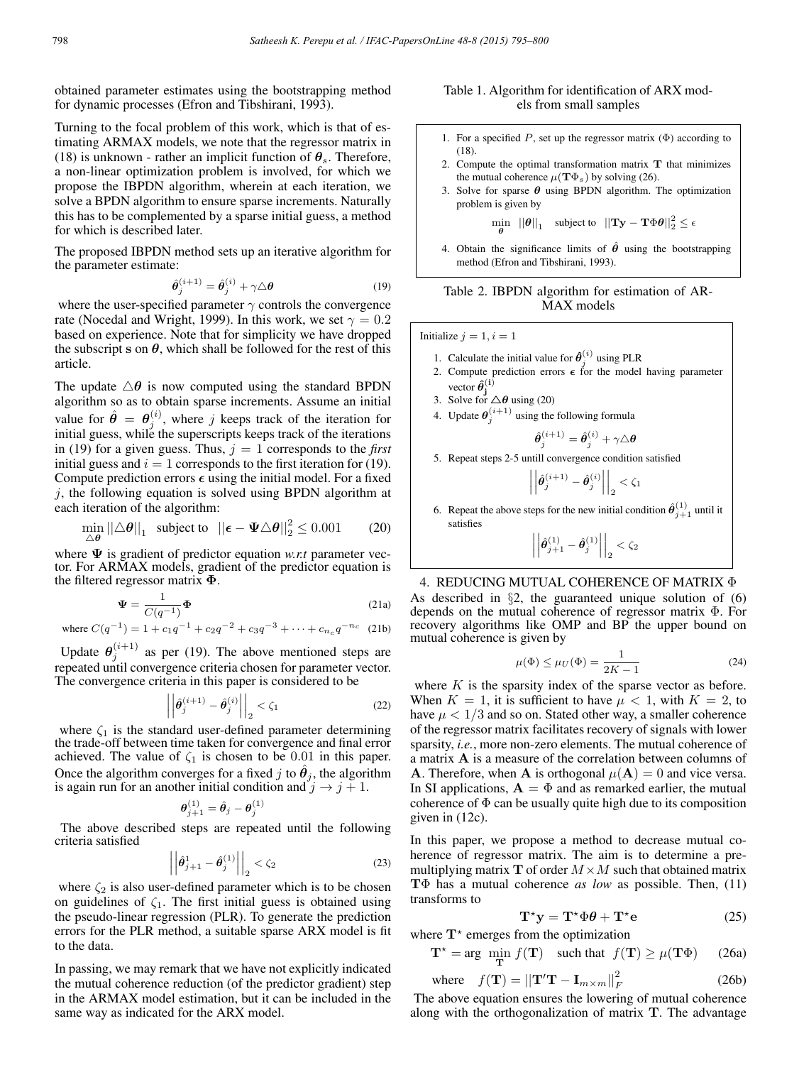obtained parameter estimates using the bootstrapping method for dynamic processes (Efron and Tibshirani, 1993).

Turning to the focal problem of this work, which is that of estimating ARMAX models, we note that the regressor matrix in (18) is unknown - rather an implicit function of $\theta_s$. Therefore, a non-linear optimization problem is involved, for which we propose the IBPDN algorithm, wherein at each iteration, we solve a BPDN algorithm to ensure sparse increments. Naturally this has to be complemented by a sparse initial guess, a method for which is described later.

The proposed IBPDN method sets up an iterative algorithm for the parameter estimate:

$$\hat{\boldsymbol{\theta}}_j^{(i+1)} = \hat{\boldsymbol{\theta}}_j^{(i)} + \gamma \triangle\boldsymbol{\theta} \tag{19}$$

where the user-specified parameter $\gamma$ controls the convergence rate (Nocedal and Wright, 1999). In this work, we set $\gamma = 0.2$ based on experience. Note that for simplicity we have dropped the subscript s on $\boldsymbol{\theta}$, which shall be followed for the rest of this article.

The update $\triangle\boldsymbol{\theta}$ is now computed using the standard BPDN algorithm so as to obtain sparse increments. Assume an initial value for $\hat{\boldsymbol{\theta}} = \boldsymbol{\theta}_j^{(i)}$, where $j$ keeps track of the iteration for initial guess, while the superscripts keeps track of the iterations in (19) for a given guess. Thus, $j = 1$ corresponds to the *first* initial guess and $i = 1$ corresponds to the first iteration for (19). Compute prediction errors $\boldsymbol{\epsilon}$ using the initial model. For a fixed $j$, the following equation is solved using BPDN algorithm at each iteration of the algorithm:

$$\min_{\triangle\boldsymbol{\theta}} ||\triangle\boldsymbol{\theta}||_1 \quad \text{subject to} \quad ||\boldsymbol{\epsilon} - \boldsymbol{\Psi}\triangle\boldsymbol{\theta}||_2^2 \leq 0.001 \tag{20}$$

where $\boldsymbol{\Psi}$ is gradient of predictor equation *w.r.t* parameter vector. For ARMAX models, gradient of the predictor equation is the filtered regressor matrix $\boldsymbol{\Phi}$.

$$\boldsymbol{\Psi} = \frac{1}{C(q^{-1})}\boldsymbol{\Phi} \tag{21a}$$

$$\text{where } C(q^{-1}) = 1 + c_1 q^{-1} + c_2 q^{-2} + c_3 q^{-3} + \cdots + c_{n_c} q^{-n_c} \tag{21b}$$

Update $\boldsymbol{\theta}_j^{(i+1)}$ as per (19). The above mentioned steps are repeated until convergence criteria chosen for parameter vector. The convergence criteria in this paper is considered to be

$$\left|\left|\hat{\boldsymbol{\theta}}_j^{(i+1)} - \hat{\boldsymbol{\theta}}_j^{(i)}\right|\right|_2 < \zeta_1 \tag{22}$$

where $\zeta_1$ is the standard user-defined parameter determining the trade-off between time taken for convergence and final error achieved. The value of $\zeta_1$ is chosen to be $0.01$ in this paper. Once the algorithm converges for a fixed $j$ to $\hat{\boldsymbol{\theta}}_j$, the algorithm is again run for an another initial condition and $j \to j+1$.

$$\boldsymbol{\theta}_{j+1}^{(1)} = \hat{\boldsymbol{\theta}}_j - \boldsymbol{\theta}_j^{(1)}$$

The above described steps are repeated until the following criteria satisfied

$$\left|\left|\hat{\boldsymbol{\theta}}_{j+1}^{1} - \hat{\boldsymbol{\theta}}_j^{(1)}\right|\right|_2 < \zeta_2 \tag{23}$$

where $\zeta_2$ is also user-defined parameter which is to be chosen on guidelines of $\zeta_1$. The first initial guess is obtained using the pseudo-linear regression (PLR). To generate the prediction errors for the PLR method, a suitable sparse ARX model is fit to the data.

In passing, we may remark that we have not explicitly indicated the mutual coherence reduction (of the predictor gradient) step in the ARMAX model estimation, but it can be included in the same way as indicated for the ARX model.

Table 1. Algorithm for identification of ARX models from small samples

1. For a specified $P$, set up the regressor matrix ($\Phi$) according to (18).
2. Compute the optimal transformation matrix $\mathbf{T}$ that minimizes the mutual coherence $\mu(\mathbf{T}\Phi_s)$ by solving (26).
3. Solve for sparse $\boldsymbol{\theta}$ using BPDN algorithm. The optimization problem is given by
$$\min_{\boldsymbol{\theta}} \ ||\boldsymbol{\theta}||_1 \quad \text{subject to} \quad ||\mathbf{T}\mathbf{y} - \mathbf{T}\Phi\boldsymbol{\theta}||_2^2 \leq \epsilon$$
4. Obtain the significance limits of $\hat{\boldsymbol{\theta}}$ using the bootstrapping method (Efron and Tibshirani, 1993).

Table 2. IBPDN algorithm for estimation of ARMAX models

Initialize $j = 1, i = 1$

1. Calculate the initial value for $\hat{\boldsymbol{\theta}}_j^{(i)}$ using PLR
2. Compute prediction errors $\boldsymbol{\epsilon}$ for the model having parameter vector $\hat{\boldsymbol{\theta}}_{\mathbf{j}}^{(\mathbf{i})}$
3. Solve for $\triangle\boldsymbol{\theta}$ using (20)
4. Update $\boldsymbol{\theta}_j^{(i+1)}$ using the following formula
$$\hat{\boldsymbol{\theta}}_j^{(i+1)} = \hat{\boldsymbol{\theta}}_j^{(i)} + \gamma\triangle\boldsymbol{\theta}$$
5. Repeat steps 2-5 untill convergence condition satisfied
$$\left|\left|\hat{\boldsymbol{\theta}}_j^{(i+1)} - \hat{\boldsymbol{\theta}}_j^{(i)}\right|\right|_2 < \zeta_1$$
6. Repeat the above steps for the new initial condition $\hat{\boldsymbol{\theta}}_{j+1}^{(1)}$ until it satisfies
$$\left|\left|\hat{\boldsymbol{\theta}}_{j+1}^{(1)} - \hat{\boldsymbol{\theta}}_j^{(1)}\right|\right|_2 < \zeta_2$$

## 4. REDUCING MUTUAL COHERENCE OF MATRIX $\Phi$

As described in §2, the guaranteed unique solution of (6) depends on the mutual coherence of regressor matrix $\Phi$. For recovery algorithms like OMP and BP the upper bound on mutual coherence is given by

$$\mu(\Phi) \leq \mu_U(\Phi) = \frac{1}{2K-1} \tag{24}$$

where $K$ is the sparsity index of the sparse vector as before. When $K = 1$, it is sufficient to have $\mu < 1$, with $K = 2$, to have $\mu < 1/3$ and so on. Stated other way, a smaller coherence of the regressor matrix facilitates recovery of signals with lower sparsity, *i.e.*, more non-zero elements. The mutual coherence of a matrix $\mathbf{A}$ is a measure of the correlation between columns of $\mathbf{A}$. Therefore, when $\mathbf{A}$ is orthogonal $\mu(\mathbf{A}) = 0$ and vice versa. In SI applications, $\mathbf{A} = \Phi$ and as remarked earlier, the mutual coherence of $\Phi$ can be usually quite high due to its composition given in (12c).

In this paper, we propose a method to decrease mutual coherence of regressor matrix. The aim is to determine a premultiplying matrix $\mathbf{T}$ of order $M \times M$ such that obtained matrix $\mathbf{T}\Phi$ has a mutual coherence *as low* as possible. Then, (11) transforms to

$$\mathbf{T}^\star\mathbf{y} = \mathbf{T}^\star\Phi\boldsymbol{\theta} + \mathbf{T}^\star\mathbf{e} \tag{25}$$

where $\mathbf{T}^\star$ emerges from the optimization

$$\mathbf{T}^\star = \arg\ \min_{\mathbf{T}} f(\mathbf{T}) \quad \text{such that} \quad f(\mathbf{T}) \geq \mu(\mathbf{T}\Phi) \tag{26a}$$

$$\text{where} \quad f(\mathbf{T}) = ||\mathbf{T}'\mathbf{T} - \mathbf{I}_{m\times m}||_F^2 \tag{26b}$$

The above equation ensures the lowering of mutual coherence along with the orthogonalization of matrix $\mathbf{T}$. The advantage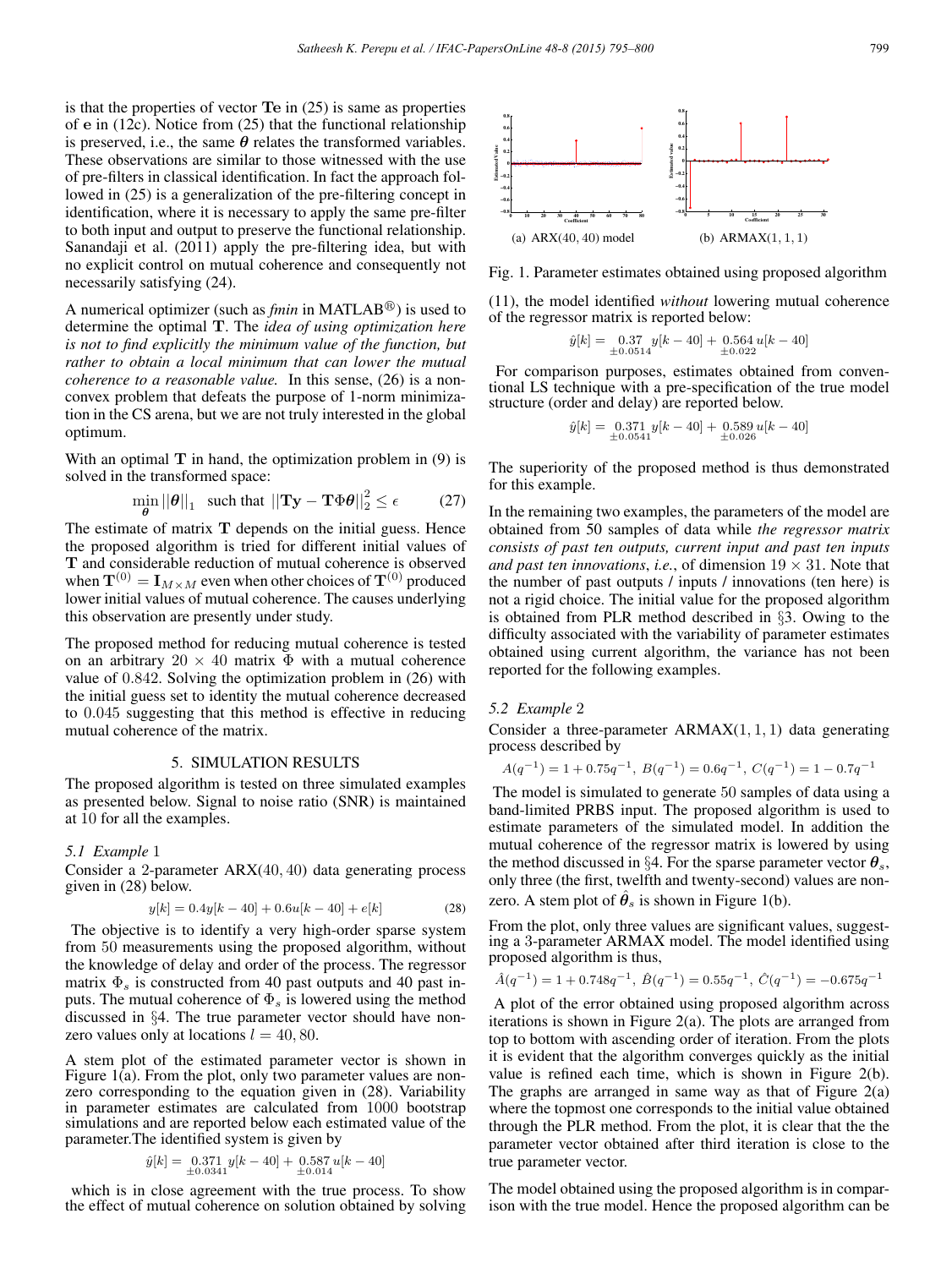is that the properties of vector $\mathbf{Te}$ in (25) is same as properties of $\mathbf{e}$ in (12c). Notice from (25) that the functional relationship is preserved, i.e., the same $\boldsymbol{\theta}$ relates the transformed variables. These observations are similar to those witnessed with the use of pre-filters in classical identification. In fact the approach followed in (25) is a generalization of the pre-filtering concept in identification, where it is necessary to apply the same pre-filter to both input and output to preserve the functional relationship. Sanandaji et al. (2011) apply the pre-filtering idea, but with no explicit control on mutual coherence and consequently not necessarily satisfying (24).

A numerical optimizer (such as *fmin* in MATLAB®) is used to determine the optimal $\mathbf{T}$. The *idea of using optimization here is not to find explicitly the minimum value of the function, but rather to obtain a local minimum that can lower the mutual coherence to a reasonable value.* In this sense, (26) is a non-convex problem that defeats the purpose of 1-norm minimization in the CS arena, but we are not truly interested in the global optimum.

With an optimal $\mathbf{T}$ in hand, the optimization problem in (9) is solved in the transformed space:

$$\min_{\boldsymbol{\theta}} ||\boldsymbol{\theta}||_1 \quad \text{such that} \quad ||\mathbf{T}\mathbf{y} - \mathbf{T}\Phi\boldsymbol{\theta}||_2^2 \leq \epsilon \tag{27}$$

The estimate of matrix $\mathbf{T}$ depends on the initial guess. Hence the proposed algorithm is tried for different initial values of $\mathbf{T}$ and considerable reduction of mutual coherence is observed when $\mathbf{T}^{(0)} = \mathbf{I}_{M\times M}$ even when other choices of $\mathbf{T}^{(0)}$ produced lower initial values of mutual coherence. The causes underlying this observation are presently under study.

The proposed method for reducing mutual coherence is tested on an arbitrary $20 \times 40$ matrix $\Phi$ with a mutual coherence value of 0.842. Solving the optimization problem in (26) with the initial guess set to identity the mutual coherence decreased to 0.045 suggesting that this method is effective in reducing mutual coherence of the matrix.

## 5. SIMULATION RESULTS

The proposed algorithm is tested on three simulated examples as presented below. Signal to noise ratio (SNR) is maintained at 10 for all the examples.

### 5.1 Example 1

Consider a 2-parameter ARX(40, 40) data generating process given in (28) below.

$$y[k] = 0.4y[k-40] + 0.6u[k-40] + e[k] \tag{28}$$

The objective is to identify a very high-order sparse system from 50 measurements using the proposed algorithm, without the knowledge of delay and order of the process. The regressor matrix $\Phi_s$ is constructed from 40 past outputs and 40 past inputs. The mutual coherence of $\Phi_s$ is lowered using the method discussed in §4. The true parameter vector should have non-zero values only at locations $l = 40, 80$.

A stem plot of the estimated parameter vector is shown in Figure 1(a). From the plot, only two parameter values are non-zero corresponding to the equation given in (28). Variability in parameter estimates are calculated from 1000 bootstrap simulations and are reported below each estimated value of the parameter. The identified system is given by

$$\hat{y}[k] = \underset{\pm 0.0341}{0.371}\, y[k-40] + \underset{\pm 0.014}{0.587}\, u[k-40]$$

which is in close agreement with the true process. To show the effect of mutual coherence on solution obtained by solving (11), the model identified *without* lowering mutual coherence of the regressor matrix is reported below:

$$\hat{y}[k] = \underset{\pm 0.0514}{0.37}\, y[k-40] + \underset{\pm 0.022}{0.564}\, u[k-40]$$

For comparison purposes, estimates obtained from conventional LS technique with a pre-specification of the true model structure (order and delay) are reported below.

$$\hat{y}[k] = \underset{\pm 0.0541}{0.371}\, y[k-40] + \underset{\pm 0.026}{0.589}\, u[k-40]$$

The superiority of the proposed method is thus demonstrated for this example.

(a) ARX(40, 40) model  (b) ARMAX(1, 1, 1)

Fig. 1. Parameter estimates obtained using proposed algorithm

In the remaining two examples, the parameters of the model are obtained from 50 samples of data while *the regressor matrix consists of past ten outputs, current input and past ten inputs and past ten innovations*, *i.e.*, of dimension $19 \times 31$. Note that the number of past outputs / inputs / innovations (ten here) is not a rigid choice. The initial value for the proposed algorithm is obtained from PLR method described in §3. Owing to the difficulty associated with the variability of parameter estimates obtained using current algorithm, the variance has not been reported for the following examples.

### 5.2 Example 2

Consider a three-parameter ARMAX(1, 1, 1) data generating process described by

$$A(q^{-1}) = 1 + 0.75q^{-1},\ B(q^{-1}) = 0.6q^{-1},\ C(q^{-1}) = 1 - 0.7q^{-1}$$

The model is simulated to generate 50 samples of data using a band-limited PRBS input. The proposed algorithm is used to estimate parameters of the simulated model. In addition the mutual coherence of the regressor matrix is lowered by using the method discussed in §4. For the sparse parameter vector $\boldsymbol{\theta}_s$, only three (the first, twelfth and twenty-second) values are non-zero. A stem plot of $\hat{\boldsymbol{\theta}}_s$ is shown in Figure 1(b).

From the plot, only three values are significant values, suggesting a 3-parameter ARMAX model. The model identified using proposed algorithm is thus,

$$\hat{A}(q^{-1}) = 1 + 0.748q^{-1},\ \hat{B}(q^{-1}) = 0.55q^{-1},\ \hat{C}(q^{-1}) = -0.675q^{-1}$$

A plot of the error obtained using proposed algorithm across iterations is shown in Figure 2(a). The plots are arranged from top to bottom with ascending order of iteration. From the plots it is evident that the algorithm converges quickly as the initial value is refined each time, which is shown in Figure 2(b). The graphs are arranged in same way as that of Figure 2(a) where the topmost one corresponds to the initial value obtained through the PLR method. From the plot, it is clear that the the parameter vector obtained after third iteration is close to the true parameter vector.

The model obtained using the proposed algorithm is in comparison with the true model. Hence the proposed algorithm can be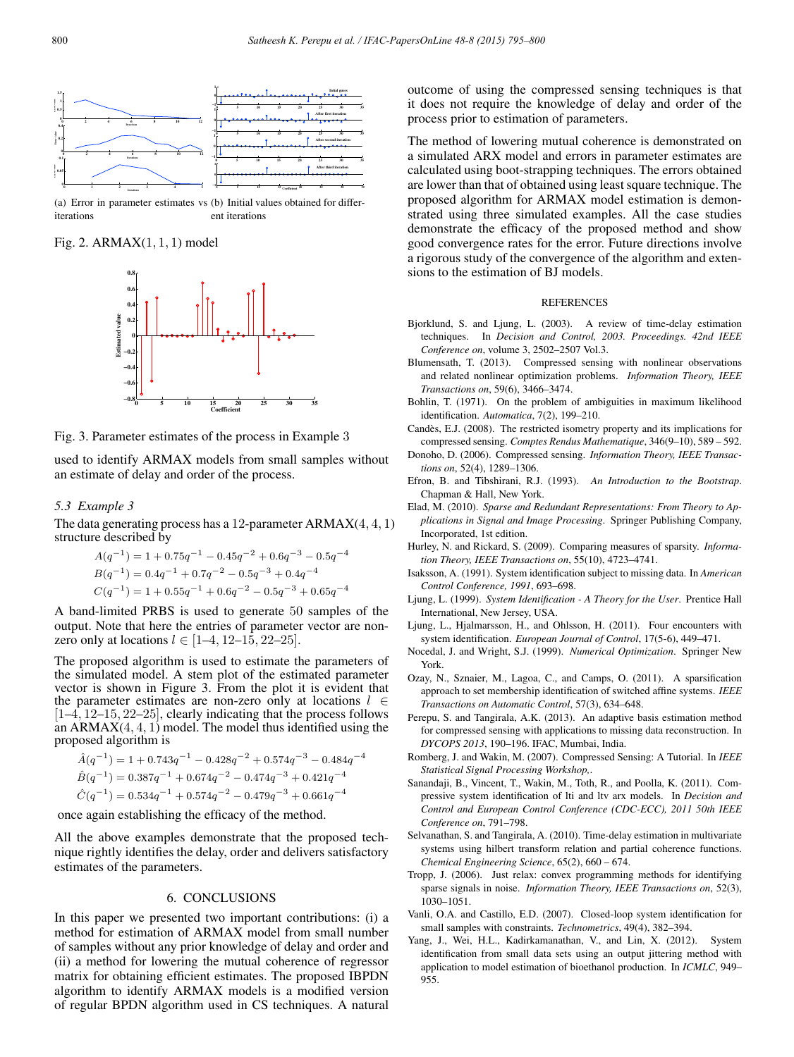(a) Error in parameter estimates vs iterations

(b) Initial values obtained for different iterations

Fig. 2. ARMAX(1, 1, 1) model

Fig. 3. Parameter estimates of the process in Example 3

used to identify ARMAX models from small samples without an estimate of delay and order of the process.

### 5.3 Example 3

The data generating process has a 12-parameter ARMAX(4, 4, 1) structure described by

$$A(q^{-1}) = 1 + 0.75q^{-1} - 0.45q^{-2} + 0.6q^{-3} - 0.5q^{-4}$$
$$B(q^{-1}) = 0.4q^{-1} + 0.7q^{-2} - 0.5q^{-3} + 0.4q^{-4}$$
$$C(q^{-1}) = 1 + 0.55q^{-1} + 0.6q^{-2} - 0.5q^{-3} + 0.65q^{-4}$$

A band-limited PRBS is used to generate 50 samples of the output. Note that here the entries of parameter vector are non-zero only at locations $l \in [1\text{–}4, 12\text{–}15, 22\text{–}25]$.

The proposed algorithm is used to estimate the parameters of the simulated model. A stem plot of the estimated parameter vector is shown in Figure 3. From the plot it is evident that the parameter estimates are non-zero only at locations $l \in [1\text{–}4, 12\text{–}15, 22\text{–}25]$, clearly indicating that the process follows an ARMAX(4, 4, 1) model. The model thus identified using the proposed algorithm is

$$\hat{A}(q^{-1}) = 1 + 0.743q^{-1} - 0.428q^{-2} + 0.574q^{-3} - 0.484q^{-4}$$
$$\hat{B}(q^{-1}) = 0.387q^{-1} + 0.674q^{-2} - 0.474q^{-3} + 0.421q^{-4}$$
$$\hat{C}(q^{-1}) = 0.534q^{-1} + 0.574q^{-2} - 0.479q^{-3} + 0.661q^{-4}$$

once again establishing the efficacy of the method.

All the above examples demonstrate that the proposed technique rightly identifies the delay, order and delivers satisfactory estimates of the parameters.

## 6. CONCLUSIONS

In this paper we presented two important contributions: (i) a method for estimation of ARMAX model from small number of samples without any prior knowledge of delay and order and (ii) a method for lowering the mutual coherence of regressor matrix for obtaining efficient estimates. The proposed IBPDN algorithm to identify ARMAX models is a modified version of regular BPDN algorithm used in CS techniques. A natural outcome of using the compressed sensing techniques is that it does not require the knowledge of delay and order of the process prior to estimation of parameters.

The method of lowering mutual coherence is demonstrated on a simulated ARX model and errors in parameter estimates are calculated using boot-strapping techniques. The errors obtained are lower than that of obtained using least square technique. The proposed algorithm for ARMAX model estimation is demonstrated using three simulated examples. All the case studies demonstrate the efficacy of the proposed method and show good convergence rates for the error. Future directions involve a rigorous study of the convergence of the algorithm and extensions to the estimation of BJ models.

## REFERENCES

Bjorklund, S. and Ljung, L. (2003). A review of time-delay estimation techniques. In *Decision and Control, 2003. Proceedings. 42nd IEEE Conference on*, volume 3, 2502–2507 Vol.3.

Blumensath, T. (2013). Compressed sensing with nonlinear observations and related nonlinear optimization problems. *Information Theory, IEEE Transactions on*, 59(6), 3466–3474.

Bohlin, T. (1971). On the problem of ambiguities in maximum likelihood identification. *Automatica*, 7(2), 199–210.

Candès, E.J. (2008). The restricted isometry property and its implications for compressed sensing. *Comptes Rendus Mathematique*, 346(9–10), 589 – 592.

Donoho, D. (2006). Compressed sensing. *Information Theory, IEEE Transactions on*, 52(4), 1289–1306.

Efron, B. and Tibshirani, R.J. (1993). *An Introduction to the Bootstrap*. Chapman & Hall, New York.

Elad, M. (2010). *Sparse and Redundant Representations: From Theory to Applications in Signal and Image Processing*. Springer Publishing Company, Incorporated, 1st edition.

Hurley, N. and Rickard, S. (2009). Comparing measures of sparsity. *Information Theory, IEEE Transactions on*, 55(10), 4723–4741.

Isaksson, A. (1991). System identification subject to missing data. In *American Control Conference, 1991*, 693–698.

Ljung, L. (1999). *System Identification - A Theory for the User*. Prentice Hall International, New Jersey, USA.

Ljung, L., Hjalmarsson, H., and Ohlsson, H. (2011). Four encounters with system identification. *European Journal of Control*, 17(5-6), 449–471.

Nocedal, J. and Wright, S.J. (1999). *Numerical Optimization*. Springer New York.

Ozay, N., Sznaier, M., Lagoa, C., and Camps, O. (2011). A sparsification approach to set membership identification of switched affine systems. *IEEE Transactions on Automatic Control*, 57(3), 634–648.

Perepu, S. and Tangirala, A.K. (2013). An adaptive basis estimation method for compressed sensing with applications to missing data reconstruction. In *DYCOPS 2013*, 190–196. IFAC, Mumbai, India.

Romberg, J. and Wakin, M. (2007). Compressed Sensing: A Tutorial. In *IEEE Statistical Signal Processing Workshop,*.

Sanandaji, B., Vincent, T., Wakin, M., Toth, R., and Poolla, K. (2011). Compressive system identification of lti and ltv arx models. In *Decision and Control and European Control Conference (CDC-ECC), 2011 50th IEEE Conference on*, 791–798.

Selvanathan, S. and Tangirala, A. (2010). Time-delay estimation in multivariate systems using hilbert transform relation and partial coherence functions. *Chemical Engineering Science*, 65(2), 660 – 674.

Tropp, J. (2006). Just relax: convex programming methods for identifying sparse signals in noise. *Information Theory, IEEE Transactions on*, 52(3), 1030–1051.

Vanli, O.A. and Castillo, E.D. (2007). Closed-loop system identification for small samples with constraints. *Technometrics*, 49(4), 382–394.

Yang, J., Wei, H.L., Kadirkamanathan, V., and Lin, X. (2012). System identification from small data sets using an output jittering method with application to model estimation of bioethanol production. In *ICMLC*, 949–955.